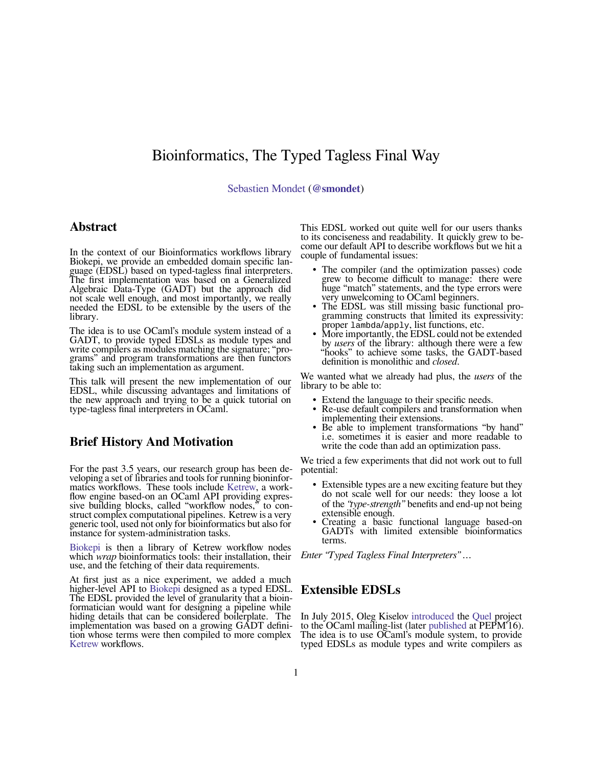# Bioinformatics, The Typed Tagless Final Way

Sebastien Mondet (**@smondet**)

## Abstract

In the context of our Bioinformatics workflows library Biokepi, we provide an embedded domain specific language (EDSL) based on typed-tagless final interpreters. The first implementation was based on a Generalized Algebraic Data-Type (GADT) but the approach did not scale well enough, and most importantly, we really needed the EDSL to be extensible by the users of the library.

The idea is to use OCaml's module system instead of a GADT, to provide typed EDSLs as module types and write compilers as modules matching the signature; "programs" and program transformations are then functors taking such an implementation as argument.

This talk will present the new implementation of our EDSL, while discussing advantages and limitations of the new approach and trying to be a quick tutorial on type-tagless final interpreters in OCaml.

## Brief History And Motivation

For the past 3.5 years, our research group has been developing a set of libraries and tools for running bioninformatics workflows. These tools include Ketrew, a workflow engine based-on an OCaml API providing expressive building blocks, called "workflow nodes," to construct complex computational pipelines. Ketrew is a very generic tool, used not only for bioinformatics but also for instance for system-administration tasks.

Biokepi is then a library of Ketrew workflow nodes which *wrap* bioinformatics tools: their installation, their use, and the fetching of their data requirements.

At first just as a nice experiment, we added a much higher-level API to Biokepi designed as a typed EDSL. The EDSL provided the level of granularity that a bioinformatician would want for designing a pipeline while hiding details that can be considered boilerplate. The implementation was based on a growing GADT definition whose terms were then compiled to more complex Ketrew workflows.

This EDSL worked out quite well for our users thanks to its conciseness and readability. It quickly grew to become our default API to describe workflows but we hit a couple of fundamental issues:

- The compiler (and the optimization passes) code grew to become difficult to manage: there were huge "match" statements, and the type errors were very unwelcoming to OCaml beginners.
- The EDSL was still missing basic functional programming constructs that limited its expressivity: proper `lambda`/`apply`, list functions, etc.
- More importantly, the EDSL could not be extended by *users* of the library: although there were a few "hooks" to achieve some tasks, the GADT-based definition is monolithic and *closed*.

We wanted what we already had plus, the *users* of the library to be able to:

- Extend the language to their specific needs.
- Re-use default compilers and transformation when implementing their extensions.
- Be able to implement transformations "by hand" i.e. sometimes it is easier and more readable to write the code than add an optimization pass.

We tried a few experiments that did not work out to full potential:

- Extensible types are a new exciting feature but they do not scale well for our needs: they loose a lot of the *"type-strength"* benefits and end-up not being extensible enough.
- Creating a basic functional language based-on GADTs with limited extensible bioinformatics terms.

*Enter "Typed Tagless Final Interpreters" …*

## Extensible EDSLs

In July 2015, Oleg Kiselov introduced the Quel project to the OCaml mailing-list (later published at PEPM'16). The idea is to use OCaml's module system, to provide typed EDSLs as module types and write compilers as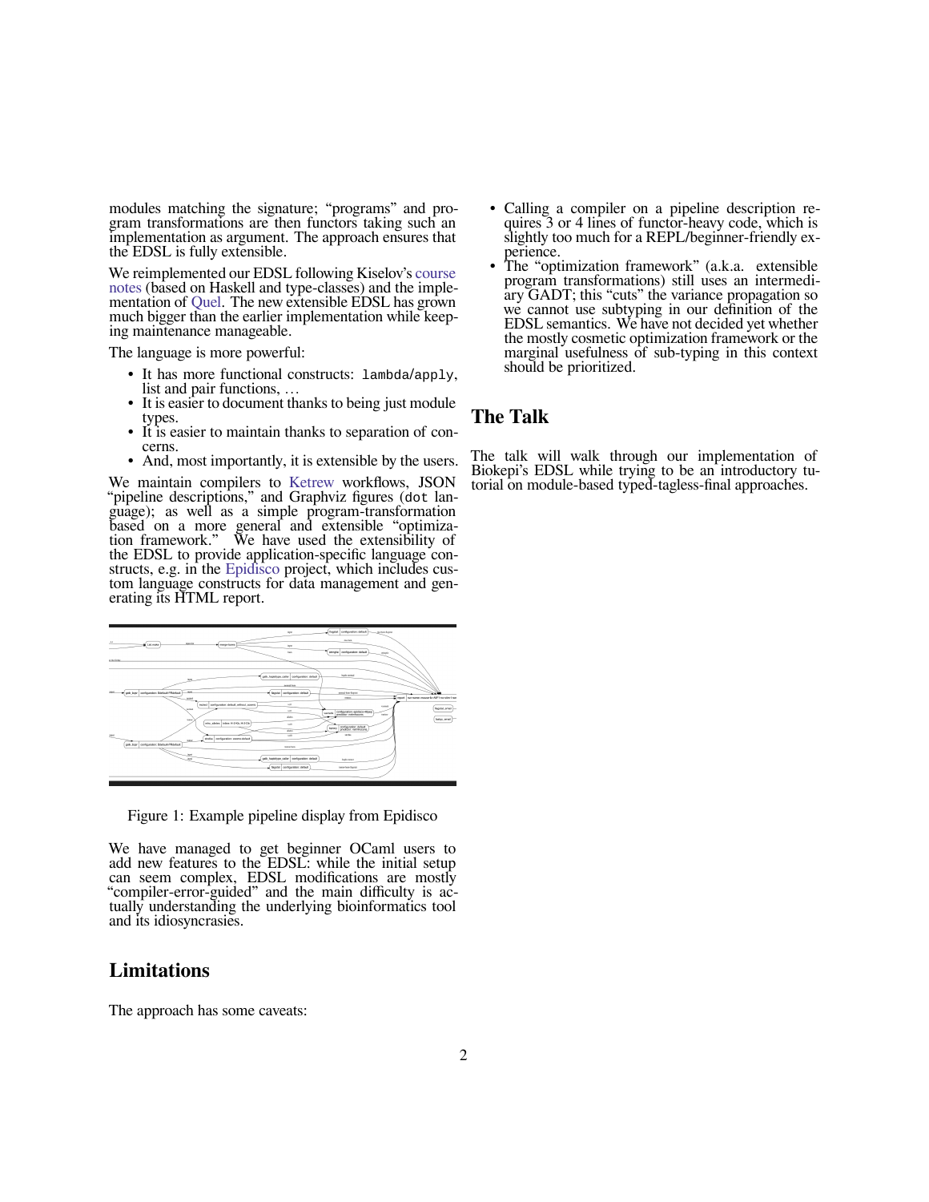modules matching the signature; "programs" and program transformations are then functors taking such an implementation as argument. The approach ensures that the EDSL is fully extensible.

We reimplemented our EDSL following Kiselov's course notes (based on Haskell and type-classes) and the implementation of Quel. The new extensible EDSL has grown much bigger than the earlier implementation while keeping maintenance manageable.

The language is more powerful:

- It has more functional constructs: `lambda`/`apply`, list and pair functions, …
- It is easier to document thanks to being just module types.
- It is easier to maintain thanks to separation of concerns.
- And, most importantly, it is extensible by the users.

We maintain compilers to Ketrew workflows, JSON "pipeline descriptions," and Graphviz figures (`dot` language); as well as a simple program-transformation based on a more general and extensible "optimization framework." We have used the extensibility of the EDSL to provide application-specific language constructs, e.g. in the Epidisco project, which includes custom language constructs for data management and generating its HTML report.

Figure 1: Example pipeline display from Epidisco

We have managed to get beginner OCaml users to add new features to the EDSL: while the initial setup can seem complex, EDSL modifications are mostly "compiler-error-guided" and the main difficulty is actually understanding the underlying bioinformatics tool and its idiosyncrasies.

## Limitations

The approach has some caveats:

- Calling a compiler on a pipeline description requires 3 or 4 lines of functor-heavy code, which is slightly too much for a REPL/beginner-friendly experience.
- The "optimization framework" (a.k.a. extensible program transformations) still uses an intermediary GADT; this "cuts" the variance propagation so we cannot use subtyping in our definition of the EDSL semantics. We have not decided yet whether the mostly cosmetic optimization framework or the marginal usefulness of sub-typing in this context should be prioritized.

## The Talk

The talk will walk through our implementation of Biokepi's EDSL while trying to be an introductory tutorial on module-based typed-tagless-final approaches.